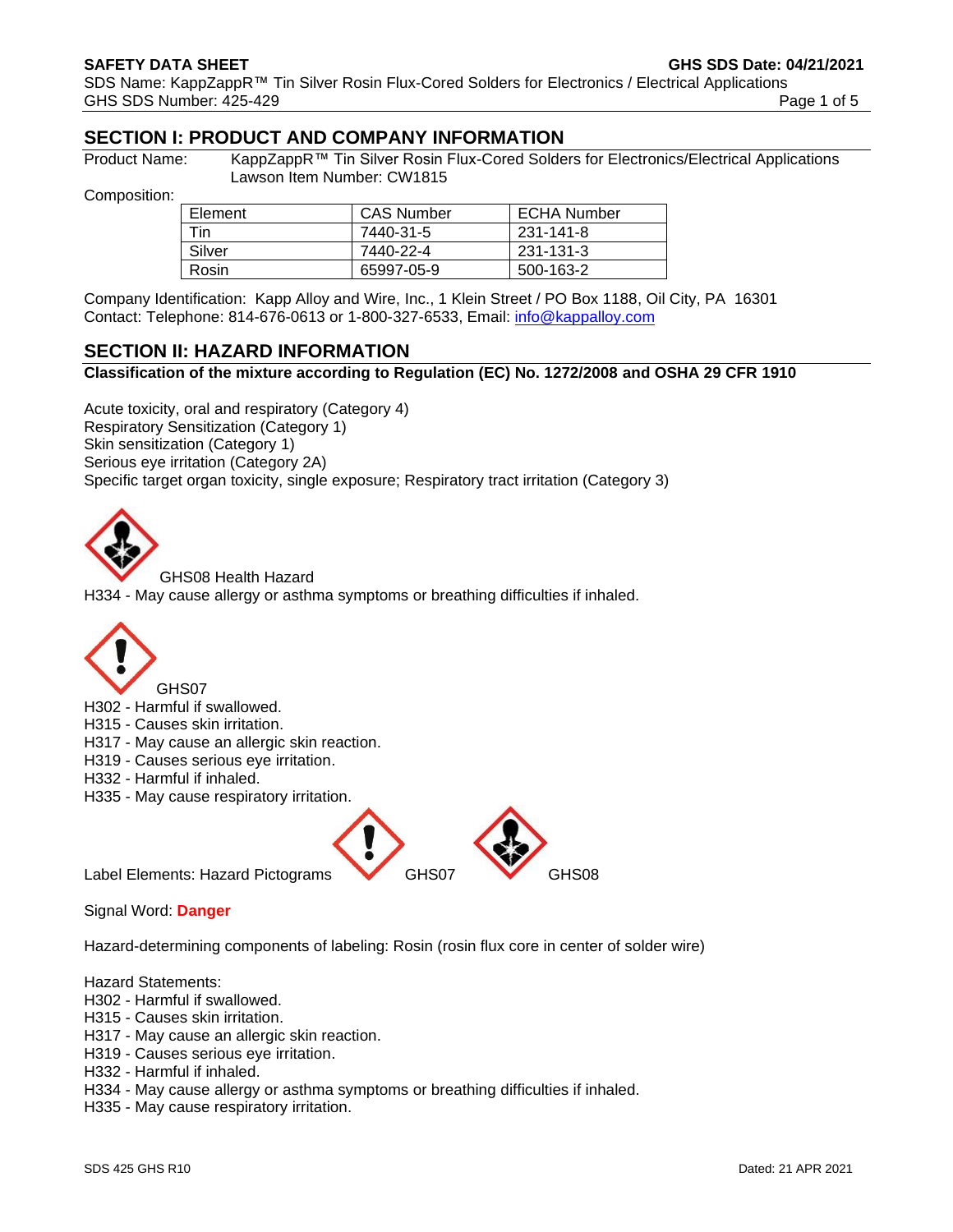# SECTION I: PRODUCT AND COMPANY INFORMATION

Product Name: KappZappR™ Tin Silver Rosin Flux-Cored Solders for Electronics/Electrical Applications
Lawson Item Number: CW1815

Composition:

| Element | CAS Number | ECHA Number |
|---|---|---|
| Tin | 7440-31-5 | 231-141-8 |
| Silver | 7440-22-4 | 231-131-3 |
| Rosin | 65997-05-9 | 500-163-2 |

Company Identification: Kapp Alloy and Wire, Inc., 1 Klein Street / PO Box 1188, Oil City, PA 16301
Contact: Telephone: 814-676-0613 or 1-800-327-6533, Email: info@kappalloy.com

# SECTION II: HAZARD INFORMATION

**Classification of the mixture according to Regulation (EC) No. 1272/2008 and OSHA 29 CFR 1910**

Acute toxicity, oral and respiratory (Category 4)
Respiratory Sensitization (Category 1)
Skin sensitization (Category 1)
Serious eye irritation (Category 2A)
Specific target organ toxicity, single exposure; Respiratory tract irritation (Category 3)

GHS08 Health Hazard
H334 - May cause allergy or asthma symptoms or breathing difficulties if inhaled.

GHS07
H302 - Harmful if swallowed.
H315 - Causes skin irritation.
H317 - May cause an allergic skin reaction.
H319 - Causes serious eye irritation.
H332 - Harmful if inhaled.
H335 - May cause respiratory irritation.

Label Elements: Hazard Pictograms GHS07 GHS08

Signal Word: **Danger**

Hazard-determining components of labeling: Rosin (rosin flux core in center of solder wire)

Hazard Statements:
H302 - Harmful if swallowed.
H315 - Causes skin irritation.
H317 - May cause an allergic skin reaction.
H319 - Causes serious eye irritation.
H332 - Harmful if inhaled.
H334 - May cause allergy or asthma symptoms or breathing difficulties if inhaled.
H335 - May cause respiratory irritation.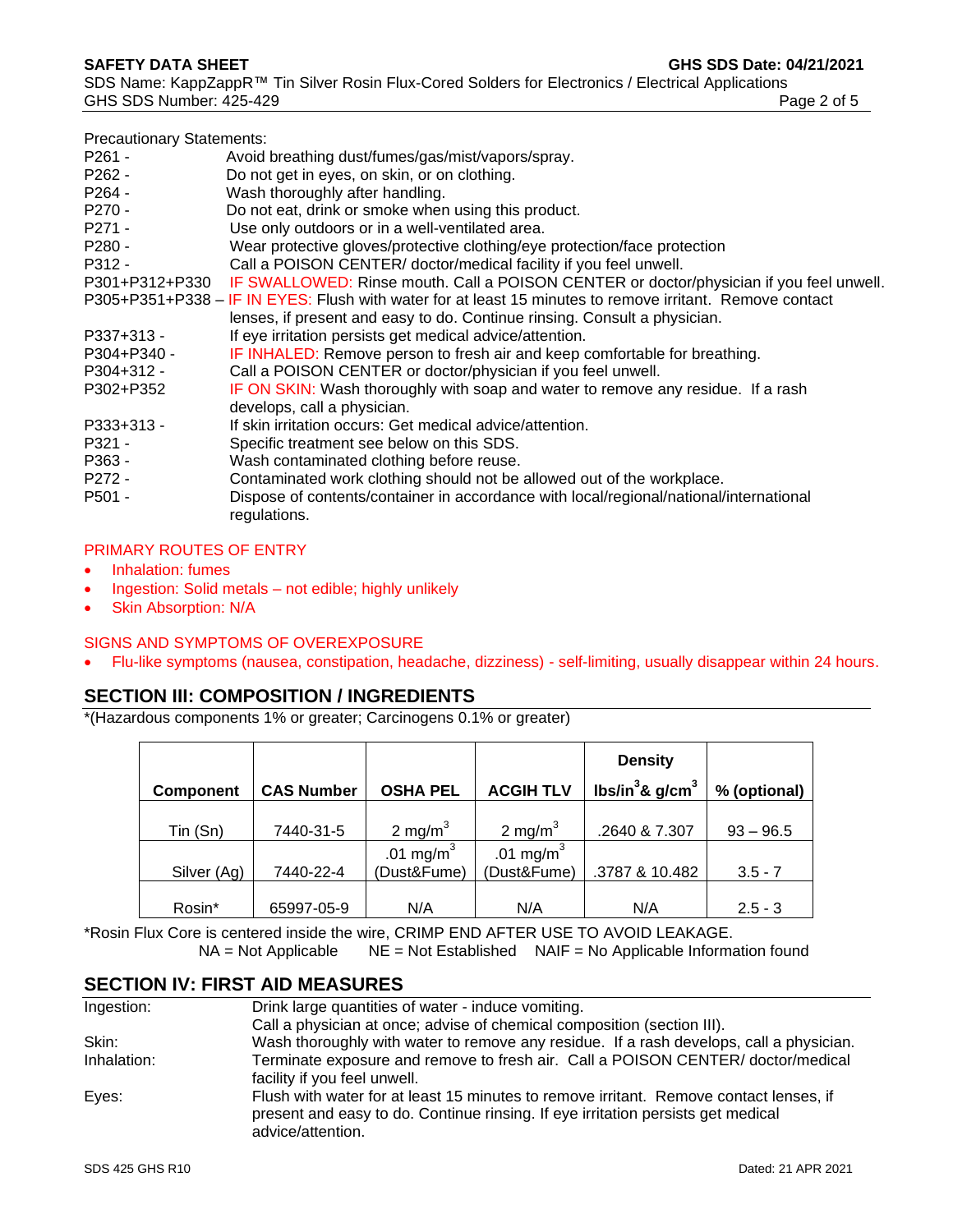Precautionary Statements:

| | |
|---|---|
| P261 - | Avoid breathing dust/fumes/gas/mist/vapors/spray. |
| P262 - | Do not get in eyes, on skin, or on clothing. |
| P264 - | Wash thoroughly after handling. |
| P270 - | Do not eat, drink or smoke when using this product. |
| P271 - | Use only outdoors or in a well-ventilated area. |
| P280 - | Wear protective gloves/protective clothing/eye protection/face protection |
| P312 - | Call a POISON CENTER/ doctor/medical facility if you feel unwell. |
| P301+P312+P330 | IF SWALLOWED: Rinse mouth. Call a POISON CENTER or doctor/physician if you feel unwell. |
| P305+P351+P338 – | IF IN EYES: Flush with water for at least 15 minutes to remove irritant. Remove contact lenses, if present and easy to do. Continue rinsing. Consult a physician. |
| P337+313 - | If eye irritation persists get medical advice/attention. |
| P304+P340 - | IF INHALED: Remove person to fresh air and keep comfortable for breathing. |
| P304+312 - | Call a POISON CENTER or doctor/physician if you feel unwell. |
| P302+P352 | IF ON SKIN: Wash thoroughly with soap and water to remove any residue. If a rash develops, call a physician. |
| P333+313 - | If skin irritation occurs: Get medical advice/attention. |
| P321 - | Specific treatment see below on this SDS. |
| P363 - | Wash contaminated clothing before reuse. |
| P272 - | Contaminated work clothing should not be allowed out of the workplace. |
| P501 - | Dispose of contents/container in accordance with local/regional/national/international regulations. |

PRIMARY ROUTES OF ENTRY

- Inhalation: fumes
- Ingestion: Solid metals – not edible; highly unlikely
- Skin Absorption: N/A

SIGNS AND SYMPTOMS OF OVEREXPOSURE

- Flu-like symptoms (nausea, constipation, headache, dizziness) - self-limiting, usually disappear within 24 hours.

## SECTION III: COMPOSITION / INGREDIENTS

*(Hazardous components 1% or greater; Carcinogens 0.1% or greater)

| Component | CAS Number | OSHA PEL | ACGIH TLV | Density $lbs/in^3$ & $g/cm^3$ | % (optional) |
|---|---|---|---|---|---|
| Tin (Sn) | 7440-31-5 | 2 $mg/m^3$ | 2 $mg/m^3$ | .2640 & 7.307 | 93 – 96.5 |
| Silver (Ag) | 7440-22-4 | .01 $mg/m^3$ (Dust&Fume) | .01 $mg/m^3$ (Dust&Fume) | .3787 & 10.482 | 3.5 - 7 |
| Rosin* | 65997-05-9 | N/A | N/A | N/A | 2.5 - 3 |

*Rosin Flux Core is centered inside the wire, CRIMP END AFTER USE TO AVOID LEAKAGE.

NA = Not Applicable NE = Not Established NAIF = No Applicable Information found

## SECTION IV: FIRST AID MEASURES

| | |
|---|---|
| Ingestion: | Drink large quantities of water - induce vomiting. Call a physician at once; advise of chemical composition (section III). |
| Skin: | Wash thoroughly with water to remove any residue. If a rash develops, call a physician. |
| Inhalation: | Terminate exposure and remove to fresh air. Call a POISON CENTER/ doctor/medical facility if you feel unwell. |
| Eyes: | Flush with water for at least 15 minutes to remove irritant. Remove contact lenses, if present and easy to do. Continue rinsing. If eye irritation persists get medical advice/attention. |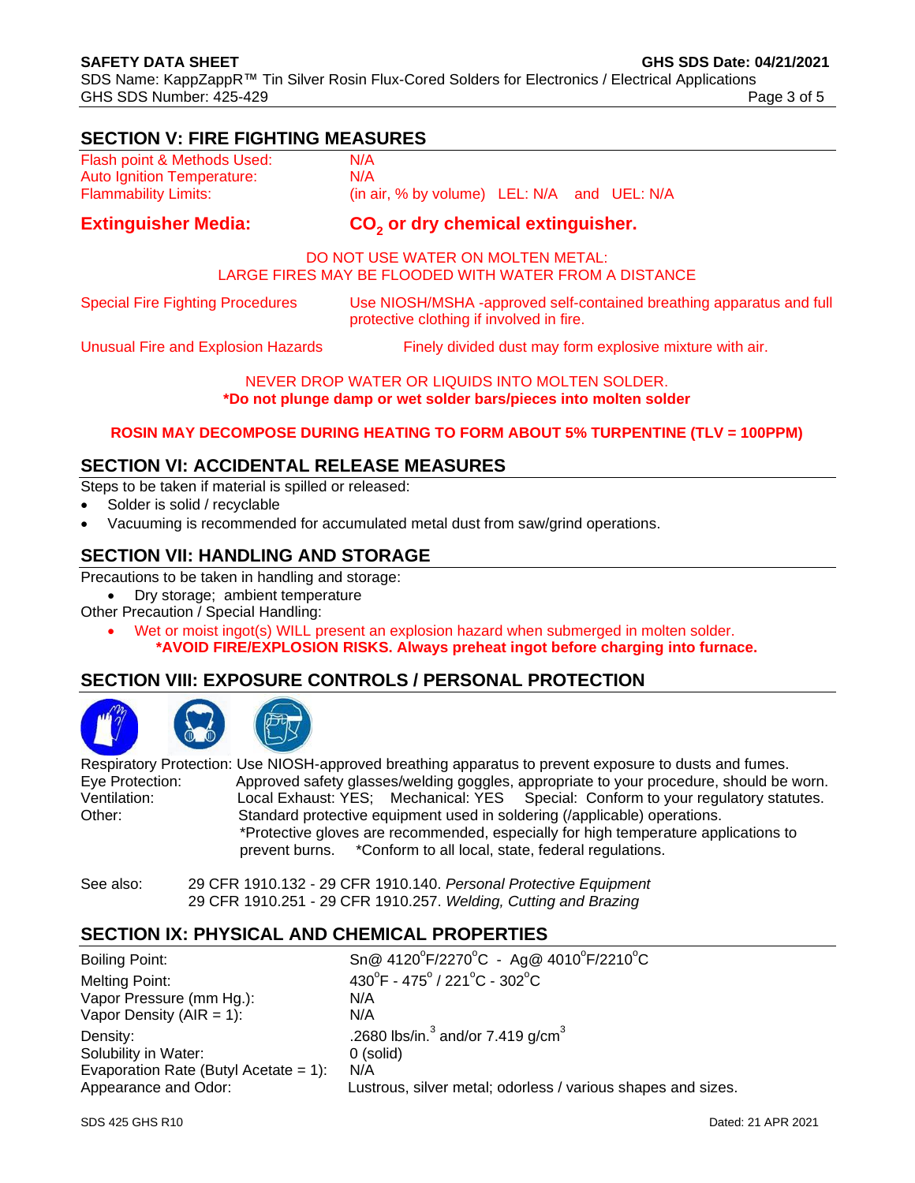## SECTION V: FIRE FIGHTING MEASURES

| | |
|---|---|
| Flash point & Methods Used: | N/A |
| Auto Ignition Temperature: | N/A |
| Flammability Limits: | (in air, % by volume) LEL: N/A and UEL: N/A |

**Extinguisher Media:** **$CO_2$ or dry chemical extinguisher.**

DO NOT USE WATER ON MOLTEN METAL:
LARGE FIRES MAY BE FLOODED WITH WATER FROM A DISTANCE

Special Fire Fighting Procedures: Use NIOSH/MSHA -approved self-contained breathing apparatus and full protective clothing if involved in fire.

Unusual Fire and Explosion Hazards: Finely divided dust may form explosive mixture with air.

NEVER DROP WATER OR LIQUIDS INTO MOLTEN SOLDER.
***Do not plunge damp or wet solder bars/pieces into molten solder**

**ROSIN MAY DECOMPOSE DURING HEATING TO FORM ABOUT 5% TURPENTINE (TLV = 100PPM)**

## SECTION VI: ACCIDENTAL RELEASE MEASURES

Steps to be taken if material is spilled or released:

- Solder is solid / recyclable
- Vacuuming is recommended for accumulated metal dust from saw/grind operations.

## SECTION VII: HANDLING AND STORAGE

Precautions to be taken in handling and storage:

- Dry storage; ambient temperature

Other Precaution / Special Handling:

- Wet or moist ingot(s) WILL present an explosion hazard when submerged in molten solder. ***AVOID FIRE/EXPLOSION RISKS. Always preheat ingot before charging into furnace.**

## SECTION VIII: EXPOSURE CONTROLS / PERSONAL PROTECTION

Respiratory Protection: Use NIOSH-approved breathing apparatus to prevent exposure to dusts and fumes.
Eye Protection: Approved safety glasses/welding goggles, appropriate to your procedure, should be worn.
Ventilation: Local Exhaust: YES; Mechanical: YES Special: Conform to your regulatory statutes.
Other: Standard protective equipment used in soldering (/applicable) operations.
*Protective gloves are recommended, especially for high temperature applications to prevent burns. *Conform to all local, state, federal regulations.

See also: 29 CFR 1910.132 - 29 CFR 1910.140. *Personal Protective Equipment*
29 CFR 1910.251 - 29 CFR 1910.257. *Welding, Cutting and Brazing*

## SECTION IX: PHYSICAL AND CHEMICAL PROPERTIES

| | |
|---|---|
| Boiling Point: | Sn@ 4120°F/2270°C - Ag@ 4010°F/2210°C |
| Melting Point: | 430°F - 475° / 221°C - 302°C |
| Vapor Pressure (mm Hg.): | N/A |
| Vapor Density (AIR = 1): | N/A |
| Density: | .2680 lbs/in.$^3$ and/or 7.419 g/cm$^3$ |
| Solubility in Water: | 0 (solid) |
| Evaporation Rate (Butyl Acetate = 1): | N/A |
| Appearance and Odor: | Lustrous, silver metal; odorless / various shapes and sizes. |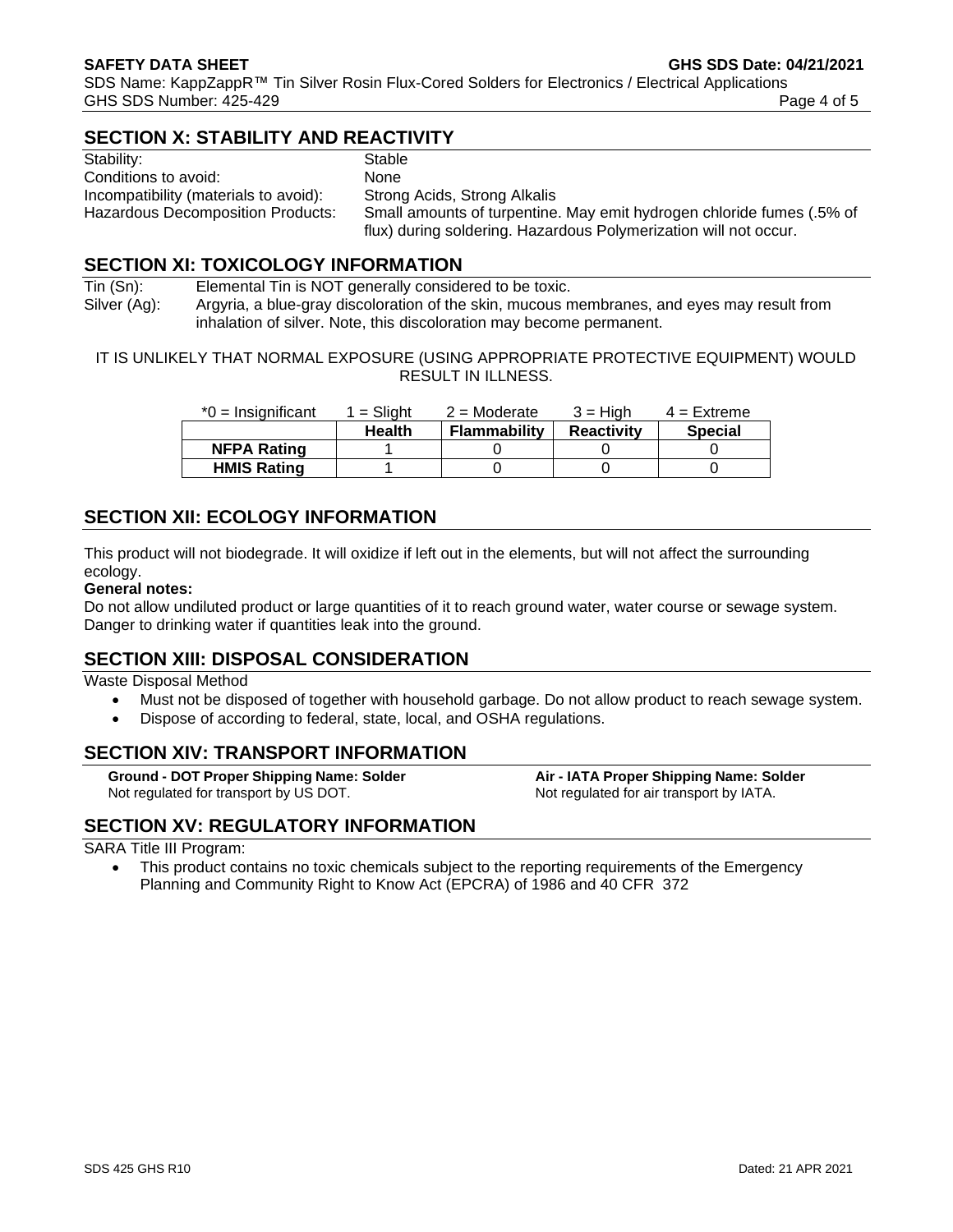## SECTION X: STABILITY AND REACTIVITY

| | |
|---|---|
| Stability: | Stable |
| Conditions to avoid: | None |
| Incompatibility (materials to avoid): | Strong Acids, Strong Alkalis |
| Hazardous Decomposition Products: | Small amounts of turpentine. May emit hydrogen chloride fumes (.5% of flux) during soldering. Hazardous Polymerization will not occur. |

## SECTION XI: TOXICOLOGY INFORMATION

Tin (Sn): Elemental Tin is NOT generally considered to be toxic.

Silver (Ag): Argyria, a blue-gray discoloration of the skin, mucous membranes, and eyes may result from inhalation of silver. Note, this discoloration may become permanent.

IT IS UNLIKELY THAT NORMAL EXPOSURE (USING APPROPRIATE PROTECTIVE EQUIPMENT) WOULD RESULT IN ILLNESS.

| *0 = Insignificant | 1 = Slight | 2 = Moderate | 3 = High | 4 = Extreme |
|---|---|---|---|---|
| | **Health** | **Flammability** | **Reactivity** | **Special** |
| **NFPA Rating** | 1 | 0 | 0 | 0 |
| **HMIS Rating** | 1 | 0 | 0 | 0 |

## SECTION XII: ECOLOGY INFORMATION

This product will not biodegrade. It will oxidize if left out in the elements, but will not affect the surrounding ecology.

**General notes:**

Do not allow undiluted product or large quantities of it to reach ground water, water course or sewage system. Danger to drinking water if quantities leak into the ground.

## SECTION XIII: DISPOSAL CONSIDERATION

Waste Disposal Method

- Must not be disposed of together with household garbage. Do not allow product to reach sewage system.
- Dispose of according to federal, state, local, and OSHA regulations.

## SECTION XIV: TRANSPORT INFORMATION

**Ground - DOT Proper Shipping Name: Solder**
Not regulated for transport by US DOT.

**Air - IATA Proper Shipping Name: Solder**
Not regulated for air transport by IATA.

## SECTION XV: REGULATORY INFORMATION

SARA Title III Program:

- This product contains no toxic chemicals subject to the reporting requirements of the Emergency Planning and Community Right to Know Act (EPCRA) of 1986 and 40 CFR 372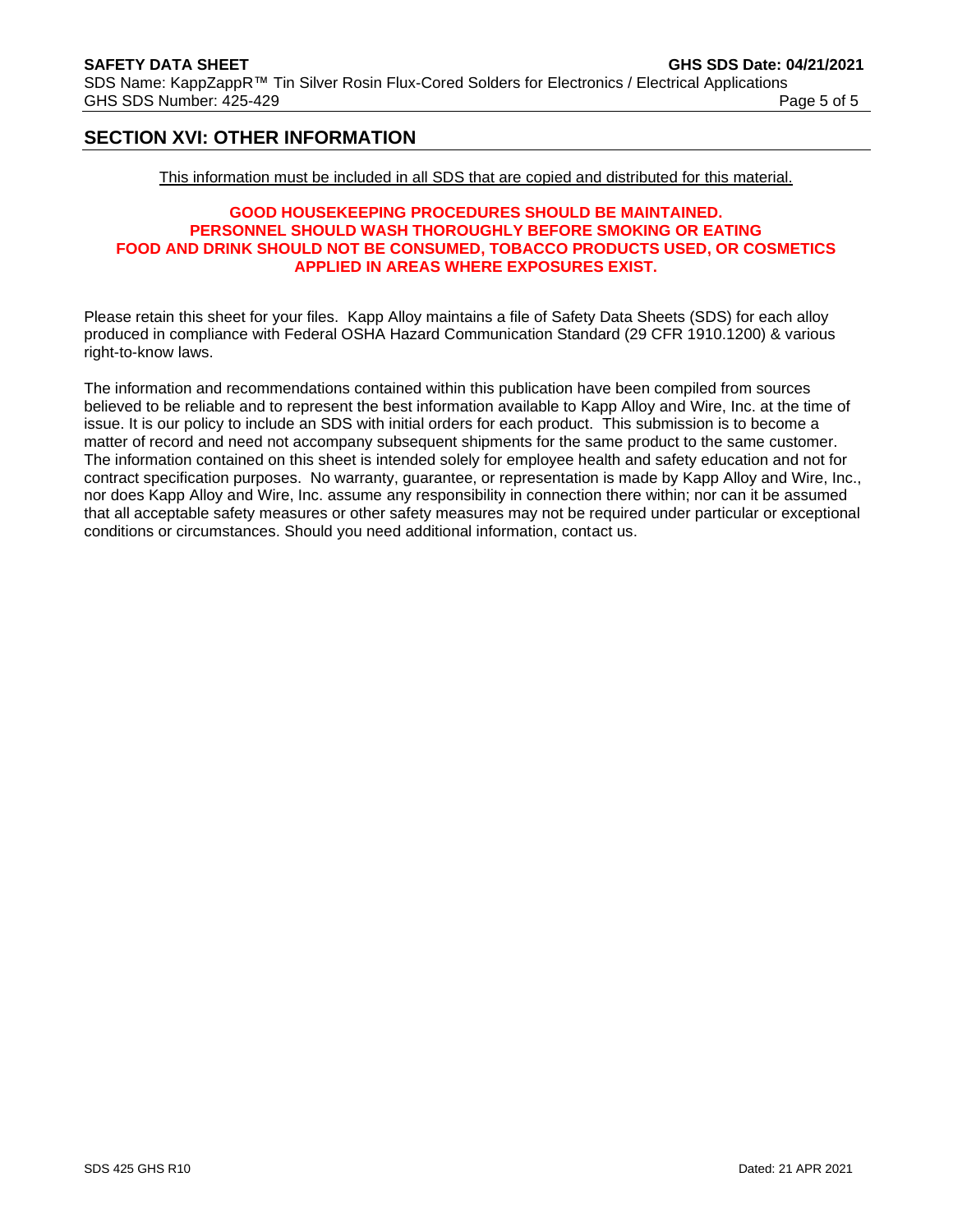## SECTION XVI: OTHER INFORMATION

This information must be included in all SDS that are copied and distributed for this material.

**GOOD HOUSEKEEPING PROCEDURES SHOULD BE MAINTAINED.**
**PERSONNEL SHOULD WASH THOROUGHLY BEFORE SMOKING OR EATING**
**FOOD AND DRINK SHOULD NOT BE CONSUMED, TOBACCO PRODUCTS USED, OR COSMETICS APPLIED IN AREAS WHERE EXPOSURES EXIST.**

Please retain this sheet for your files. Kapp Alloy maintains a file of Safety Data Sheets (SDS) for each alloy produced in compliance with Federal OSHA Hazard Communication Standard (29 CFR 1910.1200) & various right-to-know laws.

The information and recommendations contained within this publication have been compiled from sources believed to be reliable and to represent the best information available to Kapp Alloy and Wire, Inc. at the time of issue. It is our policy to include an SDS with initial orders for each product. This submission is to become a matter of record and need not accompany subsequent shipments for the same product to the same customer. The information contained on this sheet is intended solely for employee health and safety education and not for contract specification purposes. No warranty, guarantee, or representation is made by Kapp Alloy and Wire, Inc., nor does Kapp Alloy and Wire, Inc. assume any responsibility in connection there within; nor can it be assumed that all acceptable safety measures or other safety measures may not be required under particular or exceptional conditions or circumstances. Should you need additional information, contact us.